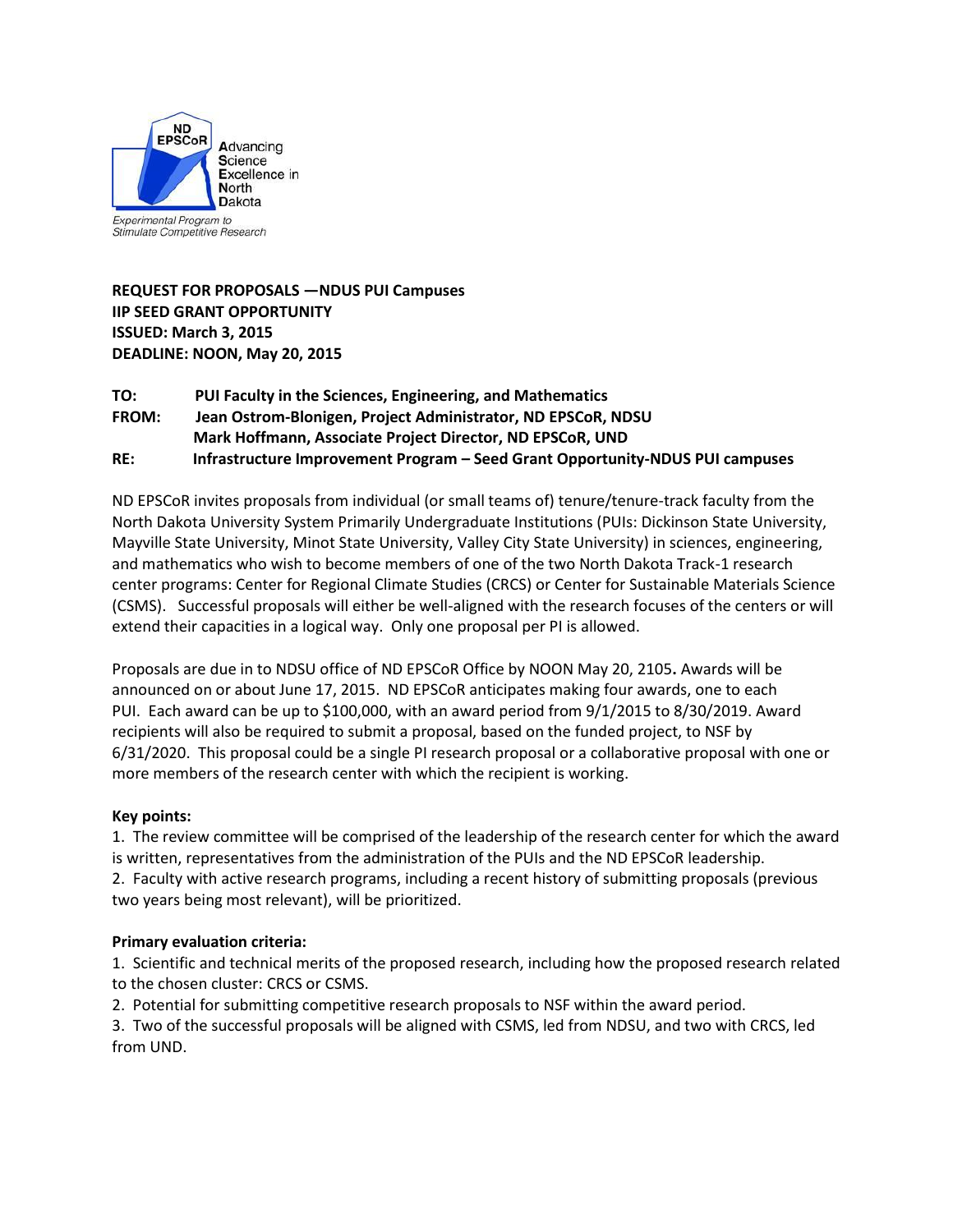ND EPSCoR

Advancing Science Excellence in North Dakota

*Experimental Program to Stimulate Competitive Research*

**REQUEST FOR PROPOSALS —NDUS PUI Campuses**
**IIP SEED GRANT OPPORTUNITY**
**ISSUED: March 3, 2015**
**DEADLINE: NOON, May 20, 2015**

**TO:** PUI Faculty in the Sciences, Engineering, and Mathematics
**FROM:** Jean Ostrom-Blonigen, Project Administrator, ND EPSCoR, NDSU
Mark Hoffmann, Associate Project Director, ND EPSCoR, UND
**RE:** Infrastructure Improvement Program – Seed Grant Opportunity-NDUS PUI campuses

ND EPSCoR invites proposals from individual (or small teams of) tenure/tenure-track faculty from the North Dakota University System Primarily Undergraduate Institutions (PUIs: Dickinson State University, Mayville State University, Minot State University, Valley City State University) in sciences, engineering, and mathematics who wish to become members of one of the two North Dakota Track-1 research center programs: Center for Regional Climate Studies (CRCS) or Center for Sustainable Materials Science (CSMS). Successful proposals will either be well-aligned with the research focuses of the centers or will extend their capacities in a logical way. Only one proposal per PI is allowed.

Proposals are due in to NDSU office of ND EPSCoR Office by NOON May 20, 2105**.** Awards will be announced on or about June 17, 2015. ND EPSCoR anticipates making four awards, one to each PUI. Each award can be up to $100,000, with an award period from 9/1/2015 to 8/30/2019. Award recipients will also be required to submit a proposal, based on the funded project, to NSF by 6/31/2020. This proposal could be a single PI research proposal or a collaborative proposal with one or more members of the research center with which the recipient is working.

**Key points:**

1. The review committee will be comprised of the leadership of the research center for which the award is written, representatives from the administration of the PUIs and the ND EPSCoR leadership.
2. Faculty with active research programs, including a recent history of submitting proposals (previous two years being most relevant), will be prioritized.

**Primary evaluation criteria:**

1. Scientific and technical merits of the proposed research, including how the proposed research related to the chosen cluster: CRCS or CSMS.
2. Potential for submitting competitive research proposals to NSF within the award period.
3. Two of the successful proposals will be aligned with CSMS, led from NDSU, and two with CRCS, led from UND.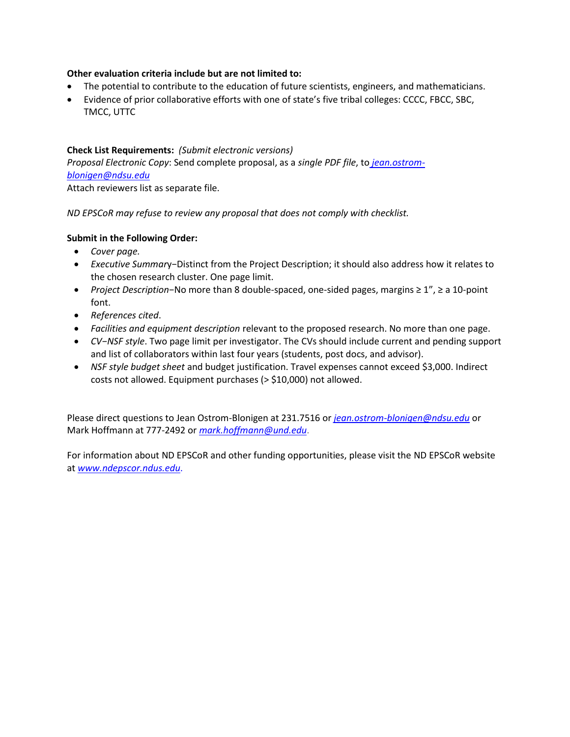**Other evaluation criteria include but are not limited to:**

- The potential to contribute to the education of future scientists, engineers, and mathematicians.
- Evidence of prior collaborative efforts with one of state's five tribal colleges: CCCC, FBCC, SBC, TMCC, UTTC

**Check List Requirements:** *(Submit electronic versions)*
*Proposal Electronic Copy*: Send complete proposal, as a *single PDF file*, to *jean.ostrom-blonigen@ndsu.edu*
Attach reviewers list as separate file.

*ND EPSCoR may refuse to review any proposal that does not comply with checklist.*

**Submit in the Following Order:**

- *Cover page.*
- *Executive Summary*−Distinct from the Project Description; it should also address how it relates to the chosen research cluster. One page limit.
- *Project Description*−No more than 8 double-spaced, one-sided pages, margins ≥ 1", ≥ a 10-point font.
- *References cited*.
- *Facilities and equipment description* relevant to the proposed research. No more than one page.
- *CV−NSF style*. Two page limit per investigator. The CVs should include current and pending support and list of collaborators within last four years (students, post docs, and advisor).
- *NSF style budget sheet* and budget justification. Travel expenses cannot exceed $3,000. Indirect costs not allowed. Equipment purchases (> $10,000) not allowed.

Please direct questions to Jean Ostrom-Blonigen at 231.7516 or *jean.ostrom-blonigen@ndsu.edu* or Mark Hoffmann at 777-2492 or *mark.hoffmann@und.edu*.

For information about ND EPSCoR and other funding opportunities, please visit the ND EPSCoR website at *www.ndepscor.ndus.edu*.